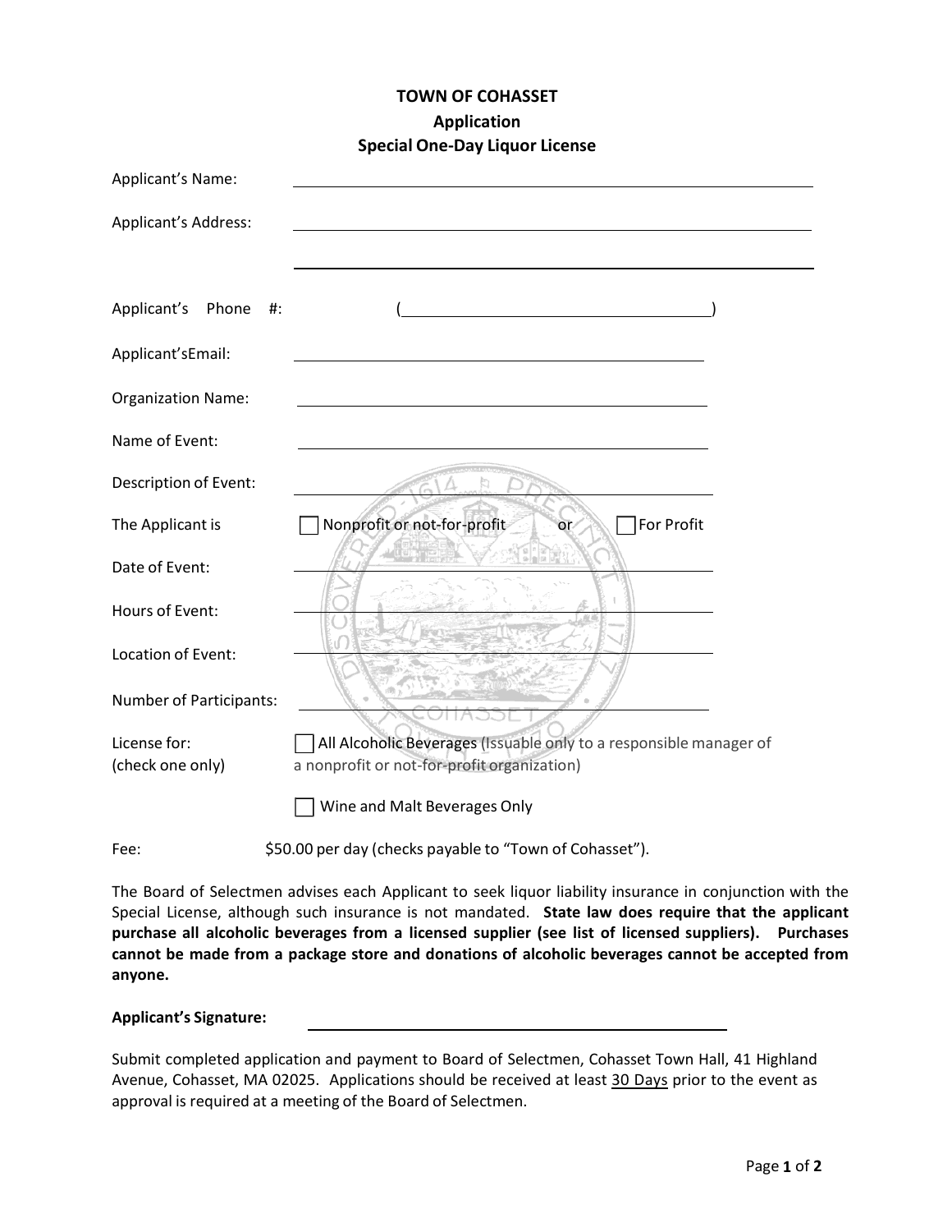**TOWN OF COHASSET**

**Application**

**Special One-Day Liquor License**

Applicant's Name: ______________________________

Applicant's Address: ______________________________

______________________________

Applicant's Phone #: (______________________________)

Applicant'sEmail: ______________________________

Organization Name: ______________________________

Name of Event: ______________________________

Description of Event: ______________________________

The Applicant is ☐ Nonprofit or not-for-profit or ☐ For Profit

Date of Event: ______________________________

Hours of Event: ______________________________

Location of Event: ______________________________

Number of Participants: ______________________________

License for: (check one only)

☐ All Alcoholic Beverages (Issuable only to a responsible manager of a nonprofit or not-for-profit organization)

☐ Wine and Malt Beverages Only

Fee: $50.00 per day (checks payable to "Town of Cohasset").

The Board of Selectmen advises each Applicant to seek liquor liability insurance in conjunction with the Special License, although such insurance is not mandated. **State law does require that the applicant purchase all alcoholic beverages from a licensed supplier (see list of licensed suppliers). Purchases cannot be made from a package store and donations of alcoholic beverages cannot be accepted from anyone.**

**Applicant's Signature:** ______________________________

Submit completed application and payment to Board of Selectmen, Cohasset Town Hall, 41 Highland Avenue, Cohasset, MA 02025. Applications should be received at least 30 Days prior to the event as approval is required at a meeting of the Board of Selectmen.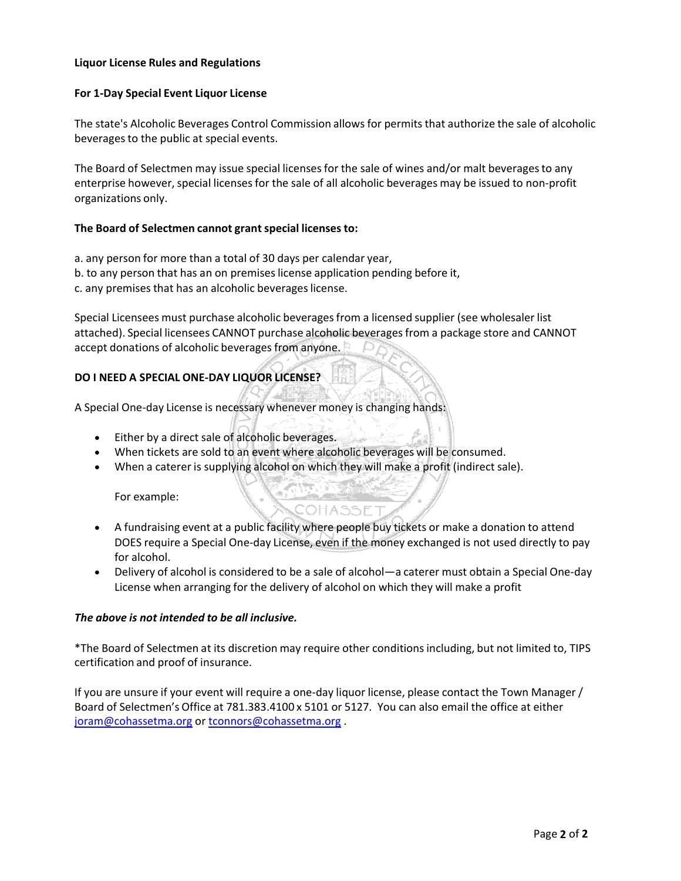**Liquor License Rules and Regulations**

**For 1-Day Special Event Liquor License**

The state's Alcoholic Beverages Control Commission allows for permits that authorize the sale of alcoholic beverages to the public at special events.

The Board of Selectmen may issue special licenses for the sale of wines and/or malt beverages to any enterprise however, special licenses for the sale of all alcoholic beverages may be issued to non-profit organizations only.

**The Board of Selectmen cannot grant special licenses to:**

a. any person for more than a total of 30 days per calendar year,
b. to any person that has an on premises license application pending before it,
c. any premises that has an alcoholic beverages license.

Special Licensees must purchase alcoholic beverages from a licensed supplier (see wholesaler list attached). Special licensees CANNOT purchase alcoholic beverages from a package store and CANNOT accept donations of alcoholic beverages from anyone.

**DO I NEED A SPECIAL ONE-DAY LIQUOR LICENSE?**

A Special One-day License is necessary whenever money is changing hands:

- Either by a direct sale of alcoholic beverages.
- When tickets are sold to an event where alcoholic beverages will be consumed.
- When a caterer is supplying alcohol on which they will make a profit (indirect sale).

  For example:

- A fundraising event at a public facility where people buy tickets or make a donation to attend DOES require a Special One-day License, even if the money exchanged is not used directly to pay for alcohol.
- Delivery of alcohol is considered to be a sale of alcohol—a caterer must obtain a Special One-day License when arranging for the delivery of alcohol on which they will make a profit

***The above is not intended to be all inclusive.***

*The Board of Selectmen at its discretion may require other conditions including, but not limited to, TIPS certification and proof of insurance.

If you are unsure if your event will require a one-day liquor license, please contact the Town Manager / Board of Selectmen's Office at 781.383.4100 x 5101 or 5127. You can also email the office at either joram@cohassetma.org or tconnors@cohassetma.org .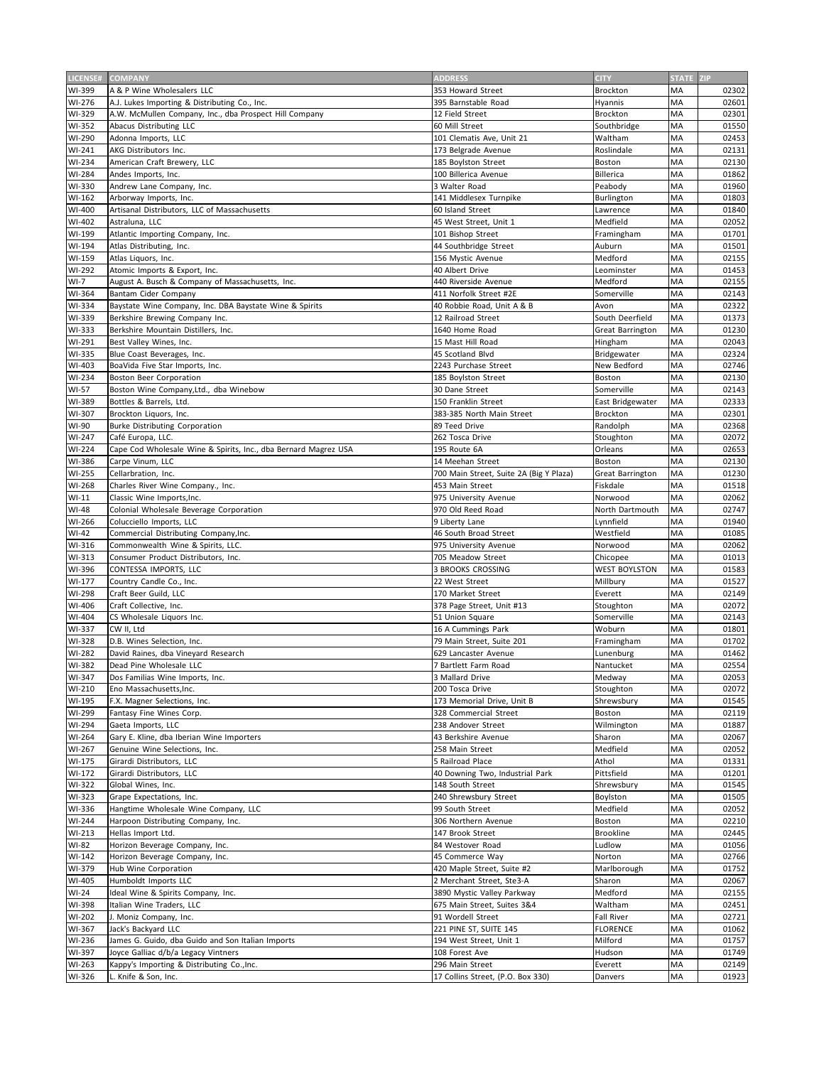| LICENSE# | COMPANY | ADDRESS | CITY | STATE | ZIP |
|---|---|---|---|---|---|
| WI-399 | A & P Wine Wholesalers LLC | 353 Howard Street | Brockton | MA | 02302 |
| WI-276 | A.J. Lukes Importing & Distributing Co., Inc. | 395 Barnstable Road | Hyannis | MA | 02601 |
| WI-329 | A.W. McMullen Company, Inc., dba Prospect Hill Company | 12 Field Street | Brockton | MA | 02301 |
| WI-352 | Abacus Distributing LLC | 60 Mill Street | Southbridge | MA | 01550 |
| WI-290 | Adonna Imports, LLC | 101 Clematis Ave, Unit 21 | Waltham | MA | 02453 |
| WI-241 | AKG Distributors Inc. | 173 Belgrade Avenue | Roslindale | MA | 02131 |
| WI-234 | American Craft Brewery, LLC | 185 Boylston Street | Boston | MA | 02130 |
| WI-284 | Andes Imports, Inc. | 100 Billerica Avenue | Billerica | MA | 01862 |
| WI-330 | Andrew Lane Company, Inc. | 3 Walter Road | Peabody | MA | 01960 |
| WI-162 | Arborway Imports, Inc. | 141 Middlesex Turnpike | Burlington | MA | 01803 |
| WI-400 | Artisanal Distributors, LLC of Massachusetts | 60 Island Street | Lawrence | MA | 01840 |
| WI-402 | Astraluna, LLC | 45 West Street, Unit 1 | Medfield | MA | 02052 |
| WI-199 | Atlantic Importing Company, Inc. | 101 Bishop Street | Framingham | MA | 01701 |
| WI-194 | Atlas Distributing, Inc. | 44 Southbridge Street | Auburn | MA | 01501 |
| WI-159 | Atlas Liquors, Inc. | 156 Mystic Avenue | Medford | MA | 02155 |
| WI-292 | Atomic Imports & Export, Inc. | 40 Albert Drive | Leominster | MA | 01453 |
| WI-7 | August A. Busch & Company of Massachusetts, Inc. | 440 Riverside Avenue | Medford | MA | 02155 |
| WI-364 | Bantam Cider Company | 411 Norfolk Street #2E | Somerville | MA | 02143 |
| WI-334 | Baystate Wine Company, Inc. DBA Baystate Wine & Spirits | 40 Robbie Road, Unit A & B | Avon | MA | 02322 |
| WI-339 | Berkshire Brewing Company Inc. | 12 Railroad Street | South Deerfield | MA | 01373 |
| WI-333 | Berkshire Mountain Distillers, Inc. | 1640 Home Road | Great Barrington | MA | 01230 |
| WI-291 | Best Valley Wines, Inc. | 15 Mast Hill Road | Hingham | MA | 02043 |
| WI-335 | Blue Coast Beverages, Inc. | 45 Scotland Blvd | Bridgewater | MA | 02324 |
| WI-403 | BoaVida Five Star Imports, Inc. | 2243 Purchase Street | New Bedford | MA | 02746 |
| WI-234 | Boston Beer Corporation | 185 Boylston Street | Boston | MA | 02130 |
| WI-57 | Boston Wine Company,Ltd., dba Winebow | 30 Dane Street | Somerville | MA | 02143 |
| WI-389 | Bottles & Barrels, Ltd. | 150 Franklin Street | East Bridgewater | MA | 02333 |
| WI-307 | Brockton Liquors, Inc. | 383-385 North Main Street | Brockton | MA | 02301 |
| WI-90 | Burke Distributing Corporation | 89 Teed Drive | Randolph | MA | 02368 |
| WI-247 | Café Europa, LLC. | 262 Tosca Drive | Stoughton | MA | 02072 |
| WI-224 | Cape Cod Wholesale Wine & Spirits, Inc., dba Bernard Magrez USA | 195 Route 6A | Orleans | MA | 02653 |
| WI-386 | Carpe Vinum, LLC | 14 Meehan Street | Boston | MA | 02130 |
| WI-255 | Cellarbration, Inc. | 700 Main Street, Suite 2A (Big Y Plaza) | Great Barrington | MA | 01230 |
| WI-268 | Charles River Wine Company., Inc. | 453 Main Street | Fiskdale | MA | 01518 |
| WI-11 | Classic Wine Imports,Inc. | 975 University Avenue | Norwood | MA | 02062 |
| WI-48 | Colonial Wholesale Beverage Corporation | 970 Old Reed Road | North Dartmouth | MA | 02747 |
| WI-266 | Colucciello Imports, LLC | 9 Liberty Lane | Lynnfield | MA | 01940 |
| WI-42 | Commercial Distributing Company,Inc. | 46 South Broad Street | Westfield | MA | 01085 |
| WI-316 | Commonwealth Wine & Spirits, LLC. | 975 University Avenue | Norwood | MA | 02062 |
| WI-313 | Consumer Product Distributors, Inc. | 705 Meadow Street | Chicopee | MA | 01013 |
| WI-396 | CONTESSA IMPORTS, LLC | 3 BROOKS CROSSING | WEST BOYLSTON | MA | 01583 |
| WI-177 | Country Candle Co., Inc. | 22 West Street | Millbury | MA | 01527 |
| WI-298 | Craft Beer Guild, LLC | 170 Market Street | Everett | MA | 02149 |
| WI-406 | Craft Collective, Inc. | 378 Page Street, Unit #13 | Stoughton | MA | 02072 |
| WI-404 | CS Wholesale Liquors Inc. | 51 Union Square | Somerville | MA | 02143 |
| WI-337 | CW II, Ltd | 16 A Cummings Park | Woburn | MA | 01801 |
| WI-328 | D.B. Wines Selection, Inc. | 79 Main Street, Suite 201 | Framingham | MA | 01702 |
| WI-282 | David Raines, dba Vineyard Research | 629 Lancaster Avenue | Lunenburg | MA | 01462 |
| WI-382 | Dead Pine Wholesale LLC | 7 Bartlett Farm Road | Nantucket | MA | 02554 |
| WI-347 | Dos Familias Wine Imports, Inc. | 3 Mallard Drive | Medway | MA | 02053 |
| WI-210 | Eno Massachusetts,Inc. | 200 Tosca Drive | Stoughton | MA | 02072 |
| WI-195 | F.X. Magner Selections, Inc. | 173 Memorial Drive, Unit B | Shrewsbury | MA | 01545 |
| WI-299 | Fantasy Fine Wines Corp. | 328 Commercial Street | Boston | MA | 02119 |
| WI-294 | Gaeta Imports, LLC | 238 Andover Street | Wilmington | MA | 01887 |
| WI-264 | Gary E. Kline, dba Iberian Wine Importers | 43 Berkshire Avenue | Sharon | MA | 02067 |
| WI-267 | Genuine Wine Selections, Inc. | 258 Main Street | Medfield | MA | 02052 |
| WI-175 | Girardi Distributors, LLC | 5 Railroad Place | Athol | MA | 01331 |
| WI-172 | Girardi Distributors, LLC | 40 Downing Two, Industrial Park | Pittsfield | MA | 01201 |
| WI-322 | Global Wines, Inc. | 148 South Street | Shrewsbury | MA | 01545 |
| WI-323 | Grape Expectations, Inc. | 240 Shrewsbury Street | Boylston | MA | 01505 |
| WI-336 | Hangtime Wholesale Wine Company, LLC | 99 South Street | Medfield | MA | 02052 |
| WI-244 | Harpoon Distributing Company, Inc. | 306 Northern Avenue | Boston | MA | 02210 |
| WI-213 | Hellas Import Ltd. | 147 Brook Street | Brookline | MA | 02445 |
| WI-82 | Horizon Beverage Company, Inc. | 84 Westover Road | Ludlow | MA | 01056 |
| WI-142 | Horizon Beverage Company, Inc. | 45 Commerce Way | Norton | MA | 02766 |
| WI-379 | Hub Wine Corporation | 420 Maple Street, Suite #2 | Marlborough | MA | 01752 |
| WI-405 | Humboldt Imports LLC | 2 Merchant Street, Ste3-A | Sharon | MA | 02067 |
| WI-24 | Ideal Wine & Spirits Company, Inc. | 3890 Mystic Valley Parkway | Medford | MA | 02155 |
| WI-398 | Italian Wine Traders, LLC | 675 Main Street, Suites 3&4 | Waltham | MA | 02451 |
| WI-202 | J. Moniz Company, Inc. | 91 Wordell Street | Fall River | MA | 02721 |
| WI-367 | Jack's Backyard LLC | 221 PINE ST, SUITE 145 | FLORENCE | MA | 01062 |
| WI-236 | James G. Guido, dba Guido and Son Italian Imports | 194 West Street, Unit 1 | Milford | MA | 01757 |
| WI-397 | Joyce Galliac d/b/a Legacy Vintners | 108 Forest Ave | Hudson | MA | 01749 |
| WI-263 | Kappy's Importing & Distributing Co.,Inc. | 296 Main Street | Everett | MA | 02149 |
| WI-326 | L. Knife & Son, Inc. | 17 Collins Street, (P.O. Box 330) | Danvers | MA | 01923 |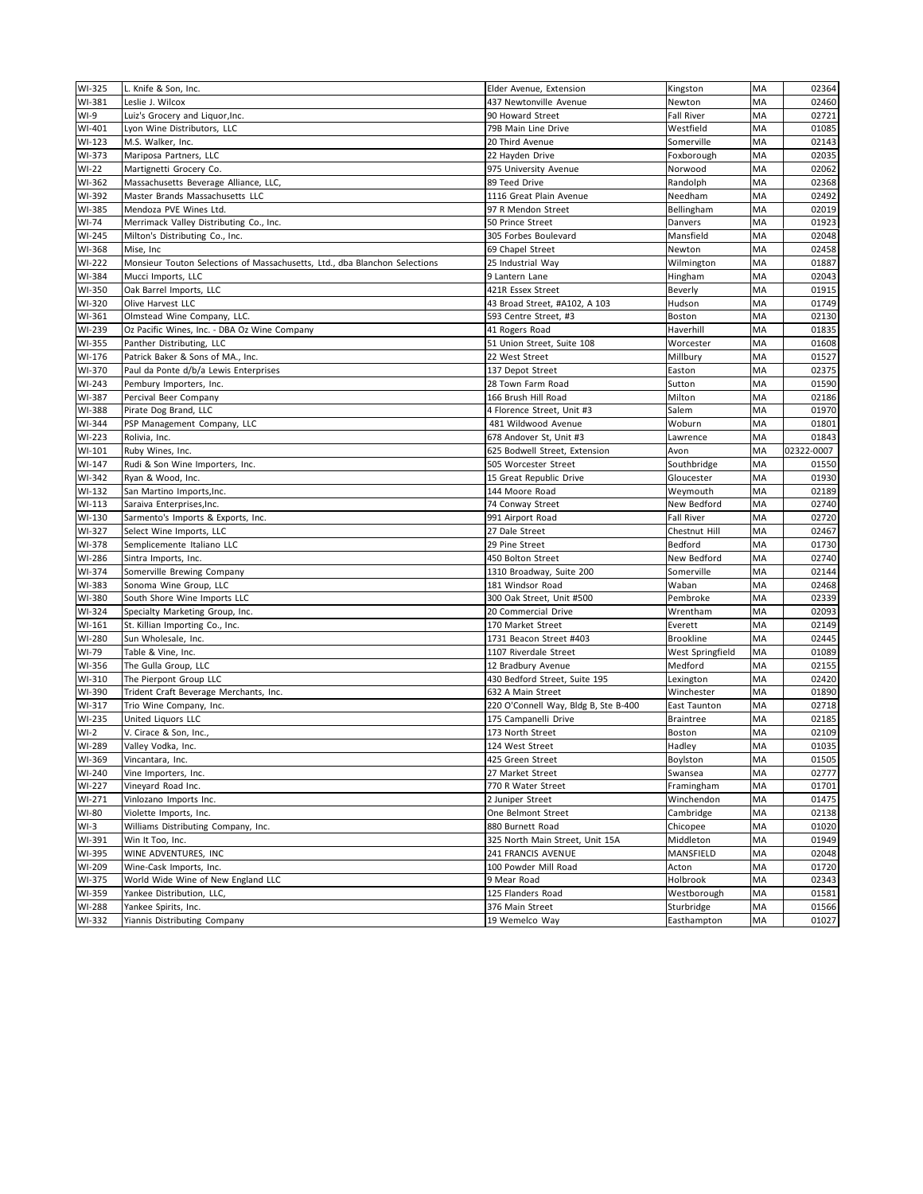| | | | | | |
|---|---|---|---|---|---|
| WI-325 | L. Knife & Son, Inc. | Elder Avenue, Extension | Kingston | MA | 02364 |
| WI-381 | Leslie J. Wilcox | 437 Newtonville Avenue | Newton | MA | 02460 |
| WI-9 | Luiz's Grocery and Liquor,Inc. | 90 Howard Street | Fall River | MA | 02721 |
| WI-401 | Lyon Wine Distributors, LLC | 79B Main Line Drive | Westfield | MA | 01085 |
| WI-123 | M.S. Walker, Inc. | 20 Third Avenue | Somerville | MA | 02143 |
| WI-373 | Mariposa Partners, LLC | 22 Hayden Drive | Foxborough | MA | 02035 |
| WI-22 | Martignetti Grocery Co. | 975 University Avenue | Norwood | MA | 02062 |
| WI-362 | Massachusetts Beverage Alliance, LLC, | 89 Teed Drive | Randolph | MA | 02368 |
| WI-392 | Master Brands Massachusetts LLC | 1116 Great Plain Avenue | Needham | MA | 02492 |
| WI-385 | Mendoza PVE Wines Ltd. | 97 R Mendon Street | Bellingham | MA | 02019 |
| WI-74 | Merrimack Valley Distributing Co., Inc. | 50 Prince Street | Danvers | MA | 01923 |
| WI-245 | Milton's Distributing Co., Inc. | 305 Forbes Boulevard | Mansfield | MA | 02048 |
| WI-368 | Mise, Inc | 69 Chapel Street | Newton | MA | 02458 |
| WI-222 | Monsieur Touton Selections of Massachusetts, Ltd., dba Blanchon Selections | 25 Industrial Way | Wilmington | MA | 01887 |
| WI-384 | Mucci Imports, LLC | 9 Lantern Lane | Hingham | MA | 02043 |
| WI-350 | Oak Barrel Imports, LLC | 421R Essex Street | Beverly | MA | 01915 |
| WI-320 | Olive Harvest LLC | 43 Broad Street, #A102, A 103 | Hudson | MA | 01749 |
| WI-361 | Olmstead Wine Company, LLC. | 593 Centre Street, #3 | Boston | MA | 02130 |
| WI-239 | Oz Pacific Wines, Inc. - DBA Oz Wine Company | 41 Rogers Road | Haverhill | MA | 01835 |
| WI-355 | Panther Distributing, LLC | 51 Union Street, Suite 108 | Worcester | MA | 01608 |
| WI-176 | Patrick Baker & Sons of MA., Inc. | 22 West Street | Millbury | MA | 01527 |
| WI-370 | Paul da Ponte d/b/a Lewis Enterprises | 137 Depot Street | Easton | MA | 02375 |
| WI-243 | Pembury Importers, Inc. | 28 Town Farm Road | Sutton | MA | 01590 |
| WI-387 | Percival Beer Company | 166 Brush Hill Road | Milton | MA | 02186 |
| WI-388 | Pirate Dog Brand, LLC | 4 Florence Street, Unit #3 | Salem | MA | 01970 |
| WI-344 | PSP Management Company, LLC | 481 Wildwood Avenue | Woburn | MA | 01801 |
| WI-223 | Rolivia, Inc. | 678 Andover St, Unit #3 | Lawrence | MA | 01843 |
| WI-101 | Ruby Wines, Inc. | 625 Bodwell Street, Extension | Avon | MA | 02322-0007 |
| WI-147 | Rudi & Son Wine Importers, Inc. | 505 Worcester Street | Southbridge | MA | 01550 |
| WI-342 | Ryan & Wood, Inc. | 15 Great Republic Drive | Gloucester | MA | 01930 |
| WI-132 | San Martino Imports,Inc. | 144 Moore Road | Weymouth | MA | 02189 |
| WI-113 | Saraiva Enterprises,Inc. | 74 Conway Street | New Bedford | MA | 02740 |
| WI-130 | Sarmento's Imports & Exports, Inc. | 991 Airport Road | Fall River | MA | 02720 |
| WI-327 | Select Wine Imports, LLC | 27 Dale Street | Chestnut Hill | MA | 02467 |
| WI-378 | Semplicemente Italiano LLC | 29 Pine Street | Bedford | MA | 01730 |
| WI-286 | Sintra Imports, Inc. | 450 Bolton Street | New Bedford | MA | 02740 |
| WI-374 | Somerville Brewing Company | 1310 Broadway, Suite 200 | Somerville | MA | 02144 |
| WI-383 | Sonoma Wine Group, LLC | 181 Windsor Road | Waban | MA | 02468 |
| WI-380 | South Shore Wine Imports LLC | 300 Oak Street, Unit #500 | Pembroke | MA | 02339 |
| WI-324 | Specialty Marketing Group, Inc. | 20 Commercial Drive | Wrentham | MA | 02093 |
| WI-161 | St. Killian Importing Co., Inc. | 170 Market Street | Everett | MA | 02149 |
| WI-280 | Sun Wholesale, Inc. | 1731 Beacon Street #403 | Brookline | MA | 02445 |
| WI-79 | Table & Vine, Inc. | 1107 Riverdale Street | West Springfield | MA | 01089 |
| WI-356 | The Gulla Group, LLC | 12 Bradbury Avenue | Medford | MA | 02155 |
| WI-310 | The Pierpont Group LLC | 430 Bedford Street, Suite 195 | Lexington | MA | 02420 |
| WI-390 | Trident Craft Beverage Merchants, Inc. | 632 A Main Street | Winchester | MA | 01890 |
| WI-317 | Trio Wine Company, Inc. | 220 O'Connell Way, Bldg B, Ste B-400 | East Taunton | MA | 02718 |
| WI-235 | United Liquors LLC | 175 Campanelli Drive | Braintree | MA | 02185 |
| WI-2 | V. Cirace & Son, Inc., | 173 North Street | Boston | MA | 02109 |
| WI-289 | Valley Vodka, Inc. | 124 West Street | Hadley | MA | 01035 |
| WI-369 | Vincantara, Inc. | 425 Green Street | Boylston | MA | 01505 |
| WI-240 | Vine Importers, Inc. | 27 Market Street | Swansea | MA | 02777 |
| WI-227 | Vineyard Road Inc. | 770 R Water Street | Framingham | MA | 01701 |
| WI-271 | Vinlozano Imports Inc. | 2 Juniper Street | Winchendon | MA | 01475 |
| WI-80 | Violette Imports, Inc. | One Belmont Street | Cambridge | MA | 02138 |
| WI-3 | Williams Distributing Company, Inc. | 880 Burnett Road | Chicopee | MA | 01020 |
| WI-391 | Win It Too, Inc. | 325 North Main Street, Unit 15A | Middleton | MA | 01949 |
| WI-395 | WINE ADVENTURES, INC | 241 FRANCIS AVENUE | MANSFIELD | MA | 02048 |
| WI-209 | Wine-Cask Imports, Inc. | 100 Powder Mill Road | Acton | MA | 01720 |
| WI-375 | World Wide Wine of New England LLC | 9 Mear Road | Holbrook | MA | 02343 |
| WI-359 | Yankee Distribution, LLC, | 125 Flanders Road | Westborough | MA | 01581 |
| WI-288 | Yankee Spirits, Inc. | 376 Main Street | Sturbridge | MA | 01566 |
| WI-332 | Yiannis Distributing Company | 19 Wemelco Way | Easthampton | MA | 01027 |